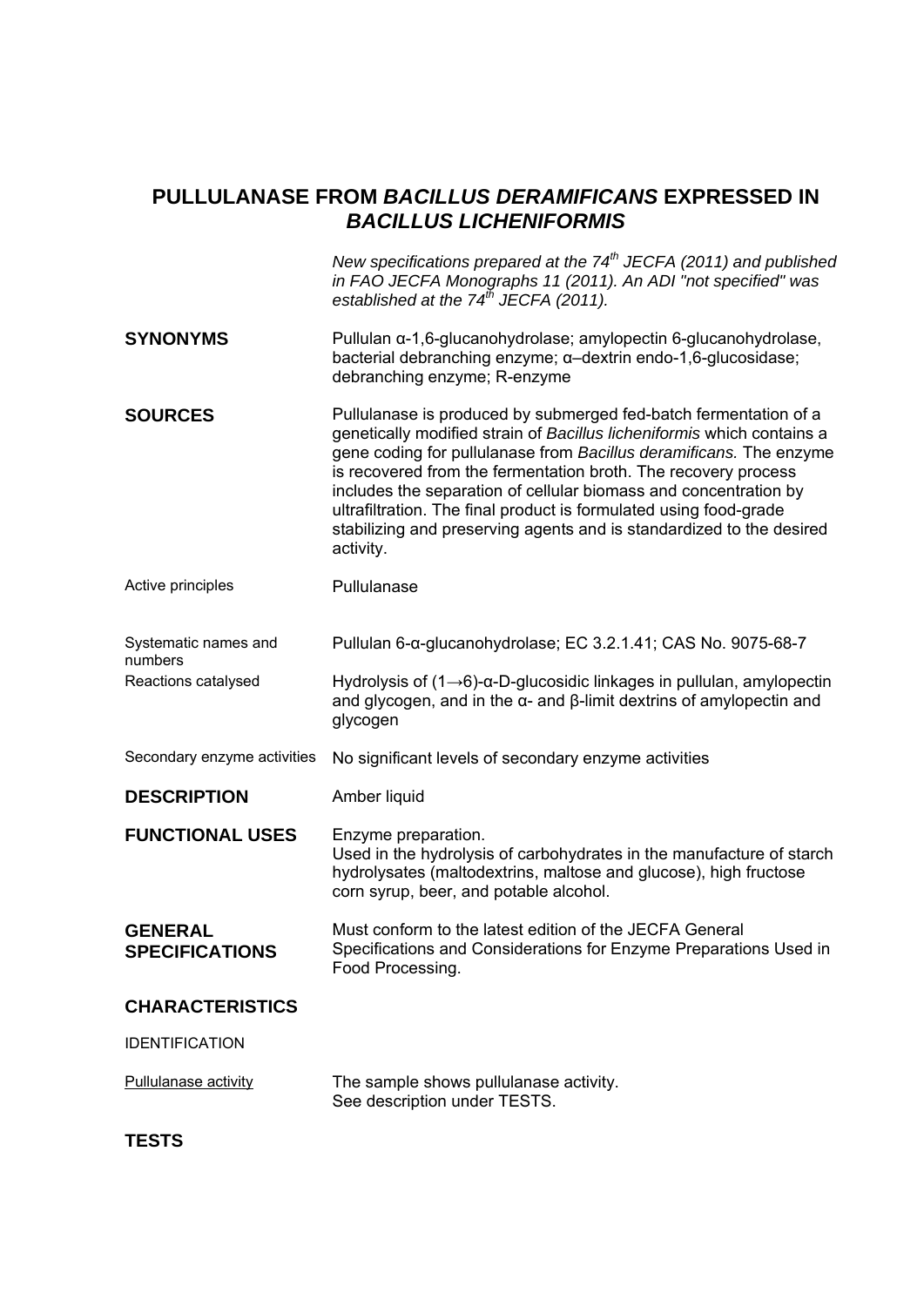# PULLULANASE FROM *BACILLUS DERAMIFICANS* EXPRESSED IN *BACILLUS LICHENIFORMIS*

*New specifications prepared at the 74th JECFA (2011) and published in FAO JECFA Monographs 11 (2011). An ADI "not specified" was established at the 74th JECFA (2011).*

**SYNONYMS**

Pullulan α-1,6-glucanohydrolase; amylopectin 6-glucanohydrolase, bacterial debranching enzyme; α–dextrin endo-1,6-glucosidase; debranching enzyme; R-enzyme

**SOURCES**

Pullulanase is produced by submerged fed-batch fermentation of a genetically modified strain of *Bacillus licheniformis* which contains a gene coding for pullulanase from *Bacillus deramificans.* The enzyme is recovered from the fermentation broth. The recovery process includes the separation of cellular biomass and concentration by ultrafiltration. The final product is formulated using food-grade stabilizing and preserving agents and is standardized to the desired activity.

Active principles

Pullulanase

Systematic names and numbers

Pullulan 6-α-glucanohydrolase; EC 3.2.1.41; CAS No. 9075-68-7

Reactions catalysed

Hydrolysis of (1→6)-α-D-glucosidic linkages in pullulan, amylopectin and glycogen, and in the α- and β-limit dextrins of amylopectin and glycogen

Secondary enzyme activities

No significant levels of secondary enzyme activities

**DESCRIPTION**

Amber liquid

**FUNCTIONAL USES**

Enzyme preparation.
Used in the hydrolysis of carbohydrates in the manufacture of starch hydrolysates (maltodextrins, maltose and glucose), high fructose corn syrup, beer, and potable alcohol.

**GENERAL SPECIFICATIONS**

Must conform to the latest edition of the JECFA General Specifications and Considerations for Enzyme Preparations Used in Food Processing.

**CHARACTERISTICS**

IDENTIFICATION

Pullulanase activity

The sample shows pullulanase activity.
See description under TESTS.

**TESTS**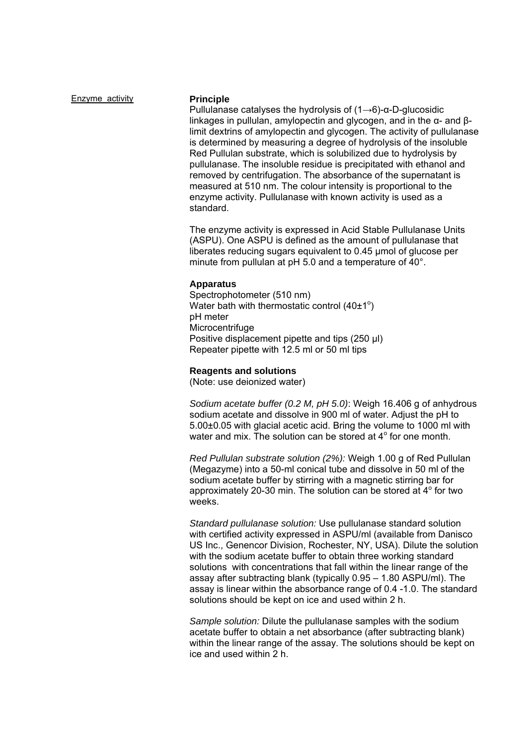Enzyme activity

**Principle**

Pullulanase catalyses the hydrolysis of (1→6)-α-D-glucosidic linkages in pullulan, amylopectin and glycogen, and in the α- and β-limit dextrins of amylopectin and glycogen. The activity of pullulanase is determined by measuring a degree of hydrolysis of the insoluble Red Pullulan substrate, which is solubilized due to hydrolysis by pullulanase. The insoluble residue is precipitated with ethanol and removed by centrifugation. The absorbance of the supernatant is measured at 510 nm. The colour intensity is proportional to the enzyme activity. Pullulanase with known activity is used as a standard.

The enzyme activity is expressed in Acid Stable Pullulanase Units (ASPU). One ASPU is defined as the amount of pullulanase that liberates reducing sugars equivalent to 0.45 μmol of glucose per minute from pullulan at pH 5.0 and a temperature of 40°.

**Apparatus**

Spectrophotometer (510 nm)
Water bath with thermostatic control (40±1°)
pH meter
Microcentrifuge
Positive displacement pipette and tips (250 μl)
Repeater pipette with 12.5 ml or 50 ml tips

**Reagents and solutions**

(Note: use deionized water)

*Sodium acetate buffer (0.2 M, pH 5.0)*: Weigh 16.406 g of anhydrous sodium acetate and dissolve in 900 ml of water. Adjust the pH to 5.00±0.05 with glacial acetic acid. Bring the volume to 1000 ml with water and mix. The solution can be stored at 4° for one month.

*Red Pullulan substrate solution (2%):* Weigh 1.00 g of Red Pullulan (Megazyme) into a 50-ml conical tube and dissolve in 50 ml of the sodium acetate buffer by stirring with a magnetic stirring bar for approximately 20-30 min. The solution can be stored at 4° for two weeks.

*Standard pullulanase solution:* Use pullulanase standard solution with certified activity expressed in ASPU/ml (available from Danisco US Inc., Genencor Division, Rochester, NY, USA). Dilute the solution with the sodium acetate buffer to obtain three working standard solutions with concentrations that fall within the linear range of the assay after subtracting blank (typically 0.95 – 1.80 ASPU/ml). The assay is linear within the absorbance range of 0.4 -1.0. The standard solutions should be kept on ice and used within 2 h.

*Sample solution:* Dilute the pullulanase samples with the sodium acetate buffer to obtain a net absorbance (after subtracting blank) within the linear range of the assay. The solutions should be kept on ice and used within 2 h.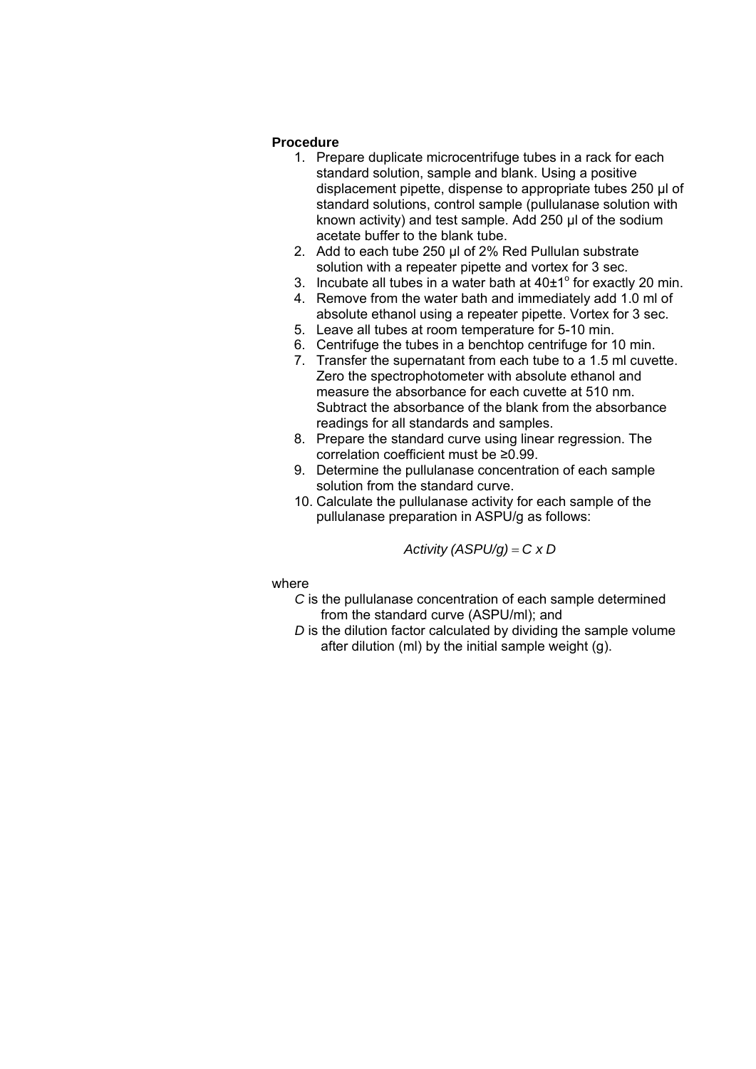**Procedure**

1. Prepare duplicate microcentrifuge tubes in a rack for each standard solution, sample and blank. Using a positive displacement pipette, dispense to appropriate tubes 250 µl of standard solutions, control sample (pullulanase solution with known activity) and test sample. Add 250 µl of the sodium acetate buffer to the blank tube.
2. Add to each tube 250 µl of 2% Red Pullulan substrate solution with a repeater pipette and vortex for 3 sec.
3. Incubate all tubes in a water bath at $40 \pm 1^{o}$ for exactly 20 min.
4. Remove from the water bath and immediately add 1.0 ml of absolute ethanol using a repeater pipette. Vortex for 3 sec.
5. Leave all tubes at room temperature for 5-10 min.
6. Centrifuge the tubes in a benchtop centrifuge for 10 min.
7. Transfer the supernatant from each tube to a 1.5 ml cuvette. Zero the spectrophotometer with absolute ethanol and measure the absorbance for each cuvette at 510 nm. Subtract the absorbance of the blank from the absorbance readings for all standards and samples.
8. Prepare the standard curve using linear regression. The correlation coefficient must be ≥0.99.
9. Determine the pullulanase concentration of each sample solution from the standard curve.
10. Calculate the pullulanase activity for each sample of the pullulanase preparation in ASPU/g as follows:

$$\text{Activity (ASPU/g)} = C \times D$$

where

*C* is the pullulanase concentration of each sample determined from the standard curve (ASPU/ml); and

*D* is the dilution factor calculated by dividing the sample volume after dilution (ml) by the initial sample weight (g).